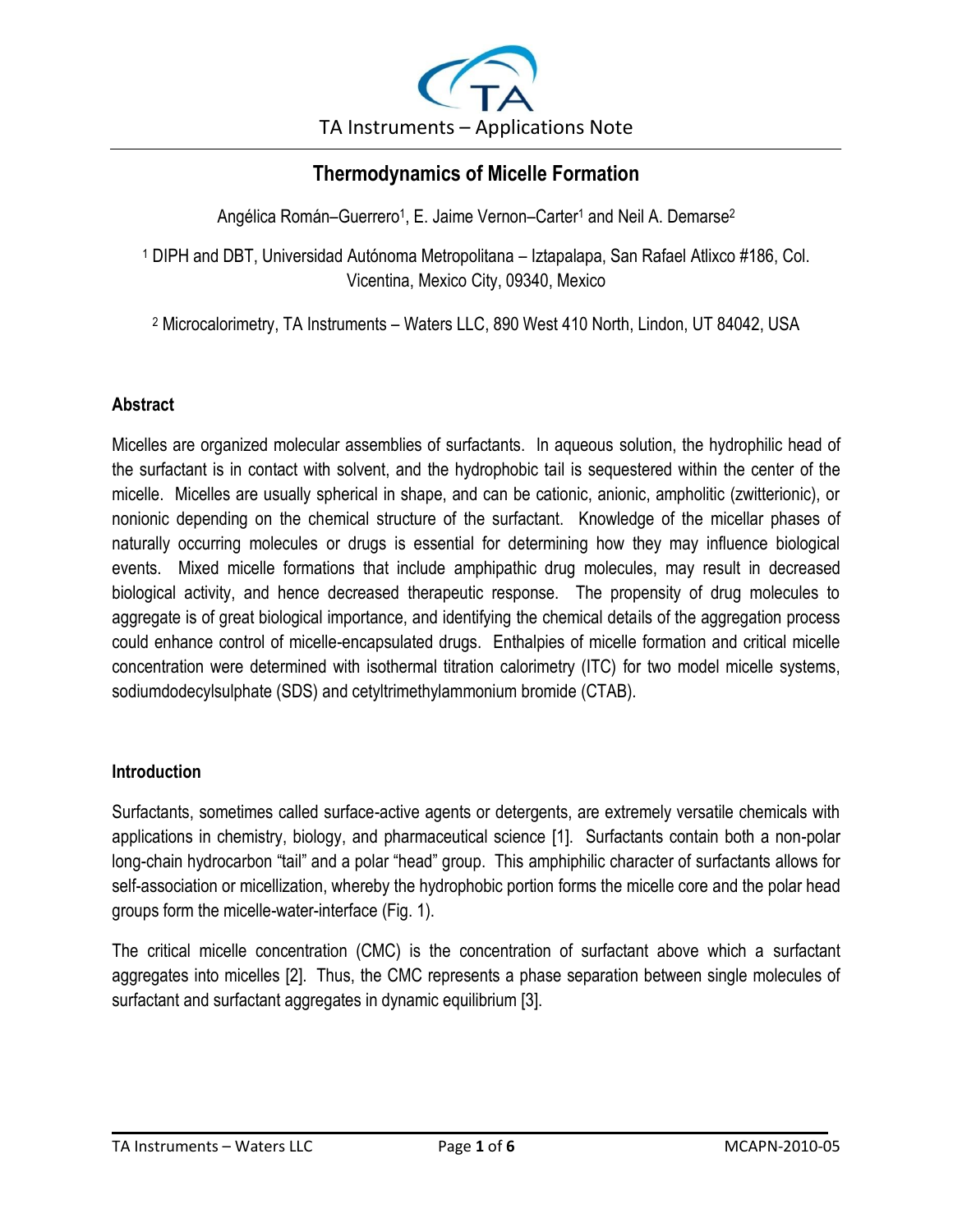# Thermodynamics of Micelle Formation

Angélica Román–Guerrero[1], E. Jaime Vernon–Carter[1] and Neil A. Demarse[2]

[1] DIPH and DBT, Universidad Autónoma Metropolitana – Iztapalapa, San Rafael Atlixco #186, Col. Vicentina, Mexico City, 09340, Mexico

[2] Microcalorimetry, TA Instruments – Waters LLC, 890 West 410 North, Lindon, UT 84042, USA

## Abstract

Micelles are organized molecular assemblies of surfactants. In aqueous solution, the hydrophilic head of the surfactant is in contact with solvent, and the hydrophobic tail is sequestered within the center of the micelle. Micelles are usually spherical in shape, and can be cationic, anionic, ampholitic (zwitterionic), or nonionic depending on the chemical structure of the surfactant. Knowledge of the micellar phases of naturally occurring molecules or drugs is essential for determining how they may influence biological events. Mixed micelle formations that include amphipathic drug molecules, may result in decreased biological activity, and hence decreased therapeutic response. The propensity of drug molecules to aggregate is of great biological importance, and identifying the chemical details of the aggregation process could enhance control of micelle-encapsulated drugs. Enthalpies of micelle formation and critical micelle concentration were determined with isothermal titration calorimetry (ITC) for two model micelle systems, sodiumdodecylsulphate (SDS) and cetyltrimethylammonium bromide (CTAB).

## Introduction

Surfactants, sometimes called surface-active agents or detergents, are extremely versatile chemicals with applications in chemistry, biology, and pharmaceutical science [1]. Surfactants contain both a non-polar long-chain hydrocarbon "tail" and a polar "head" group. This amphiphilic character of surfactants allows for self-association or micellization, whereby the hydrophobic portion forms the micelle core and the polar head groups form the micelle-water-interface (Fig. 1).

The critical micelle concentration (CMC) is the concentration of surfactant above which a surfactant aggregates into micelles [2]. Thus, the CMC represents a phase separation between single molecules of surfactant and surfactant aggregates in dynamic equilibrium [3].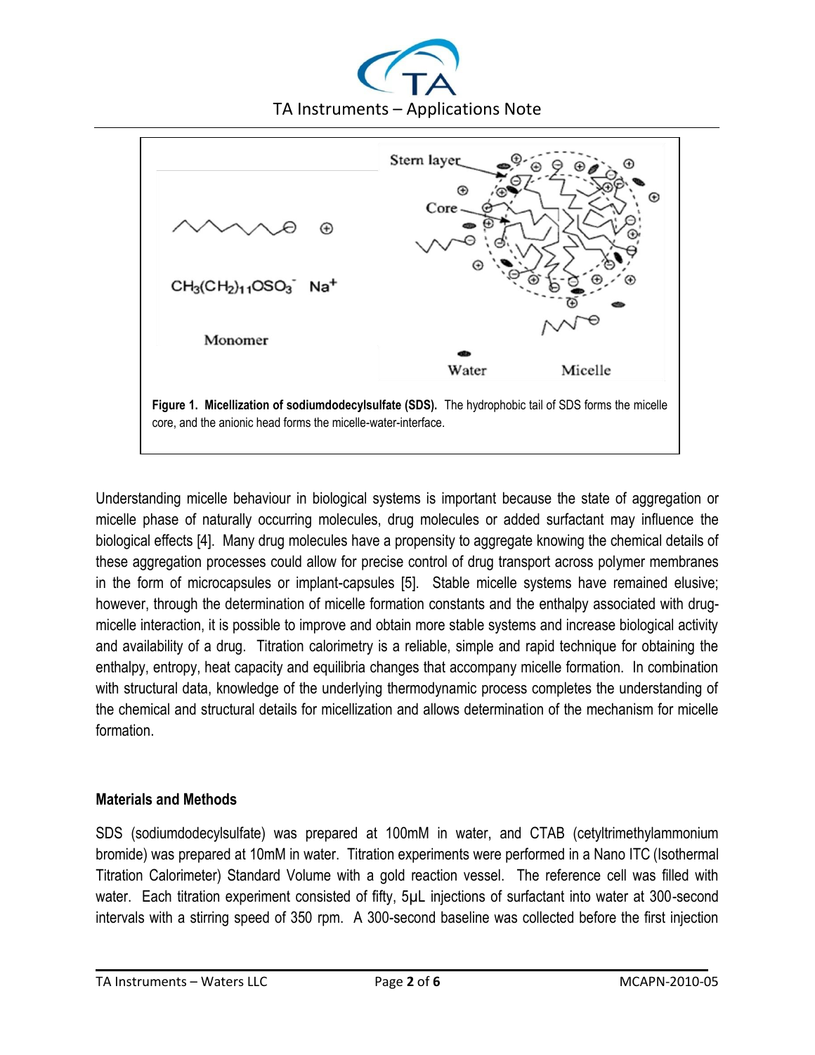Figure 1. Micellization of sodiumdodecylsulfate (SDS). The hydrophobic tail of SDS forms the micelle core, and the anionic head forms the micelle-water-interface.

Understanding micelle behaviour in biological systems is important because the state of aggregation or micelle phase of naturally occurring molecules, drug molecules or added surfactant may influence the biological effects [4]. Many drug molecules have a propensity to aggregate knowing the chemical details of these aggregation processes could allow for precise control of drug transport across polymer membranes in the form of microcapsules or implant-capsules [5]. Stable micelle systems have remained elusive; however, through the determination of micelle formation constants and the enthalpy associated with drug-micelle interaction, it is possible to improve and obtain more stable systems and increase biological activity and availability of a drug. Titration calorimetry is a reliable, simple and rapid technique for obtaining the enthalpy, entropy, heat capacity and equilibria changes that accompany micelle formation. In combination with structural data, knowledge of the underlying thermodynamic process completes the understanding of the chemical and structural details for micellization and allows determination of the mechanism for micelle formation.

## Materials and Methods

SDS (sodiumdodecylsulfate) was prepared at 100mM in water, and CTAB (cetyltrimethylammonium bromide) was prepared at 10mM in water. Titration experiments were performed in a Nano ITC (Isothermal Titration Calorimeter) Standard Volume with a gold reaction vessel. The reference cell was filled with water. Each titration experiment consisted of fifty, 5μL injections of surfactant into water at 300-second intervals with a stirring speed of 350 rpm. A 300-second baseline was collected before the first injection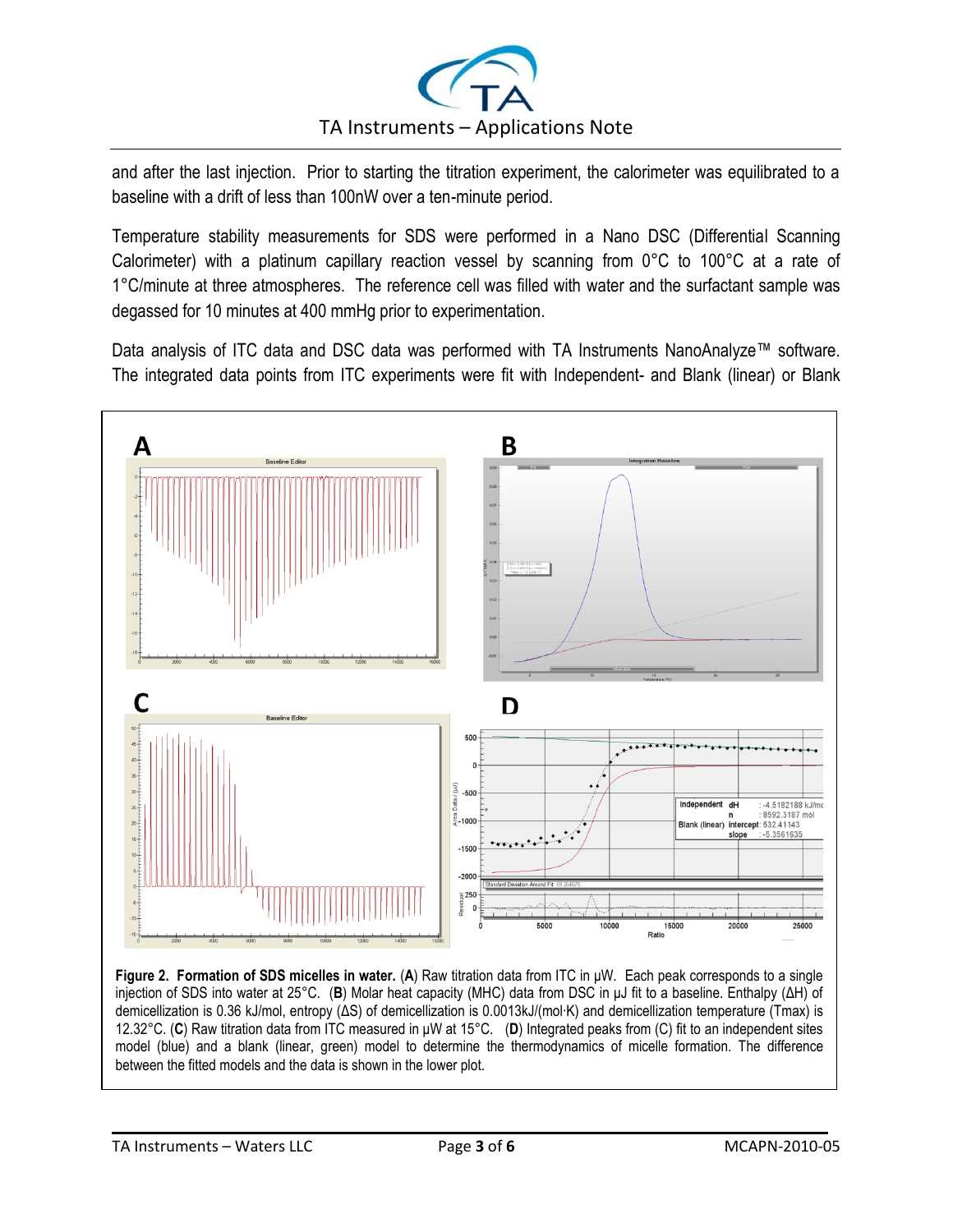and after the last injection. Prior to starting the titration experiment, the calorimeter was equilibrated to a baseline with a drift of less than 100nW over a ten-minute period.

Temperature stability measurements for SDS were performed in a Nano DSC (Differential Scanning Calorimeter) with a platinum capillary reaction vessel by scanning from 0°C to 100°C at a rate of 1°C/minute at three atmospheres. The reference cell was filled with water and the surfactant sample was degassed for 10 minutes at 400 mmHg prior to experimentation.

Data analysis of ITC data and DSC data was performed with TA Instruments NanoAnalyze™ software. The integrated data points from ITC experiments were fit with Independent- and Blank (linear) or Blank

**Figure 2. Formation of SDS micelles in water.** (**A**) Raw titration data from ITC in µW. Each peak corresponds to a single injection of SDS into water at 25°C. (**B**) Molar heat capacity (MHC) data from DSC in µJ fit to a baseline. Enthalpy (ΔH) of demicellization is 0.36 kJ/mol, entropy (ΔS) of demicellization is 0.0013kJ/(mol·K) and demicellization temperature (Tmax) is 12.32°C. (**C**) Raw titration data from ITC measured in µW at 15°C. (**D**) Integrated peaks from (C) fit to an independent sites model (blue) and a blank (linear, green) model to determine the thermodynamics of micelle formation. The difference between the fitted models and the data is shown in the lower plot.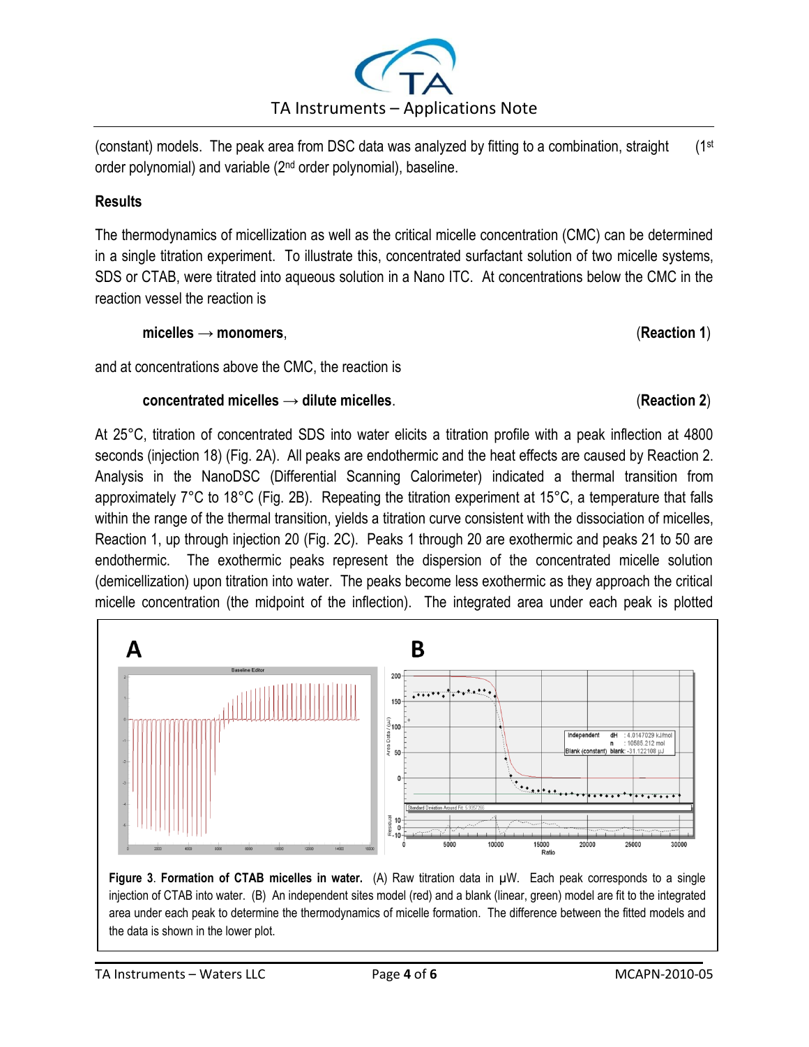(constant) models. The peak area from DSC data was analyzed by fitting to a combination, straight (1st order polynomial) and variable (2nd order polynomial), baseline.

## Results

The thermodynamics of micellization as well as the critical micelle concentration (CMC) can be determined in a single titration experiment. To illustrate this, concentrated surfactant solution of two micelle systems, SDS or CTAB, were titrated into aqueous solution in a Nano ITC. At concentrations below the CMC in the reaction vessel the reaction is

**micelles → monomers**, (**Reaction 1**)

and at concentrations above the CMC, the reaction is

**concentrated micelles → dilute micelles**. (**Reaction 2**)

At 25°C, titration of concentrated SDS into water elicits a titration profile with a peak inflection at 4800 seconds (injection 18) (Fig. 2A). All peaks are endothermic and the heat effects are caused by Reaction 2. Analysis in the NanoDSC (Differential Scanning Calorimeter) indicated a thermal transition from approximately 7°C to 18°C (Fig. 2B). Repeating the titration experiment at 15°C, a temperature that falls within the range of the thermal transition, yields a titration curve consistent with the dissociation of micelles, Reaction 1, up through injection 20 (Fig. 2C). Peaks 1 through 20 are exothermic and peaks 21 to 50 are endothermic. The exothermic peaks represent the dispersion of the concentrated micelle solution (demicellization) upon titration into water. The peaks become less exothermic as they approach the critical micelle concentration (the midpoint of the inflection). The integrated area under each peak is plotted

**Figure 3**. **Formation of CTAB micelles in water.** (A) Raw titration data in μW. Each peak corresponds to a single injection of CTAB into water. (B) An independent sites model (red) and a blank (linear, green) model are fit to the integrated area under each peak to determine the thermodynamics of micelle formation. The difference between the fitted models and the data is shown in the lower plot.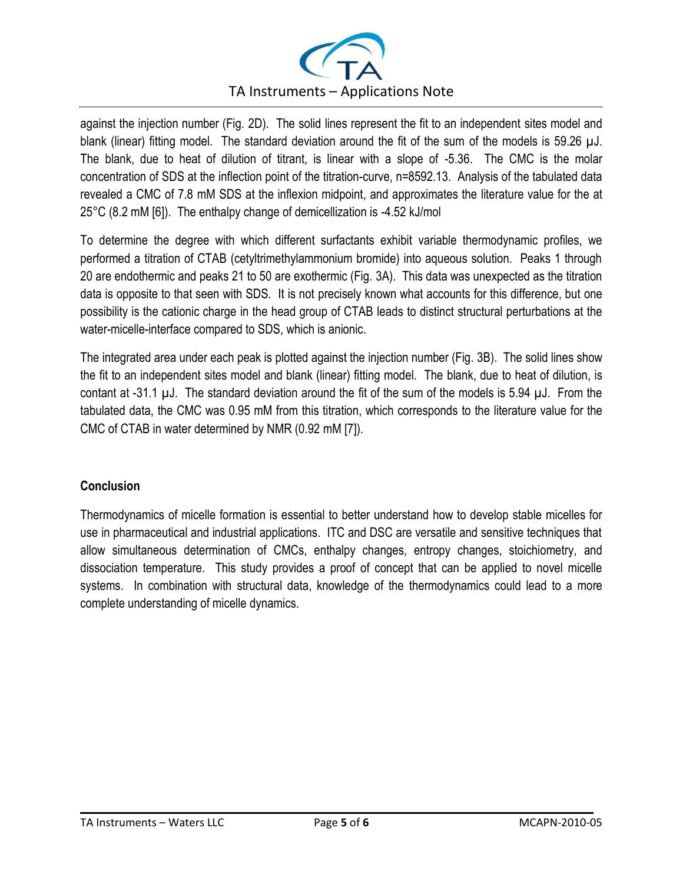against the injection number (Fig. 2D). The solid lines represent the fit to an independent sites model and blank (linear) fitting model. The standard deviation around the fit of the sum of the models is 59.26 µJ. The blank, due to heat of dilution of titrant, is linear with a slope of -5.36. The CMC is the molar concentration of SDS at the inflection point of the titration-curve, n=8592.13. Analysis of the tabulated data revealed a CMC of 7.8 mM SDS at the inflexion midpoint, and approximates the literature value for the at 25°C (8.2 mM [6]). The enthalpy change of demicellization is -4.52 kJ/mol

To determine the degree with which different surfactants exhibit variable thermodynamic profiles, we performed a titration of CTAB (cetyltrimethylammonium bromide) into aqueous solution. Peaks 1 through 20 are endothermic and peaks 21 to 50 are exothermic (Fig. 3A). This data was unexpected as the titration data is opposite to that seen with SDS. It is not precisely known what accounts for this difference, but one possibility is the cationic charge in the head group of CTAB leads to distinct structural perturbations at the water-micelle-interface compared to SDS, which is anionic.

The integrated area under each peak is plotted against the injection number (Fig. 3B). The solid lines show the fit to an independent sites model and blank (linear) fitting model. The blank, due to heat of dilution, is contant at -31.1 µJ. The standard deviation around the fit of the sum of the models is 5.94 µJ. From the tabulated data, the CMC was 0.95 mM from this titration, which corresponds to the literature value for the CMC of CTAB in water determined by NMR (0.92 mM [7]).

## Conclusion

Thermodynamics of micelle formation is essential to better understand how to develop stable micelles for use in pharmaceutical and industrial applications. ITC and DSC are versatile and sensitive techniques that allow simultaneous determination of CMCs, enthalpy changes, entropy changes, stoichiometry, and dissociation temperature. This study provides a proof of concept that can be applied to novel micelle systems. In combination with structural data, knowledge of the thermodynamics could lead to a more complete understanding of micelle dynamics.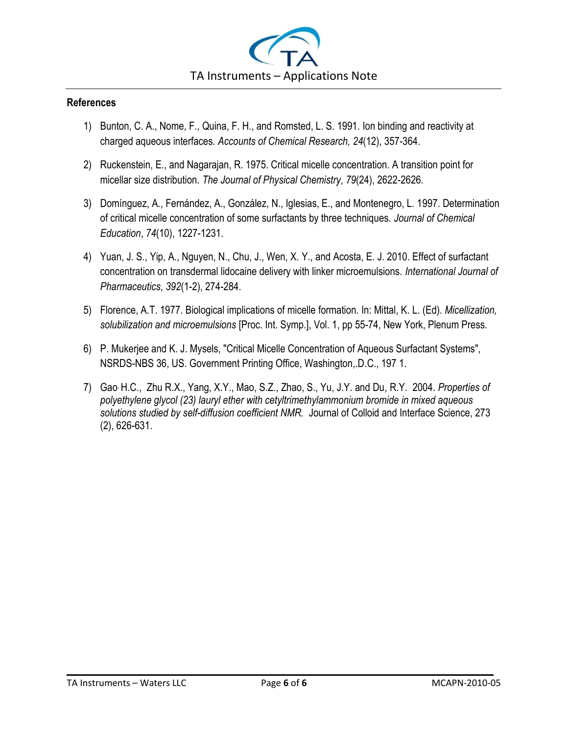**References**

1) Bunton, C. A., Nome, F., Quina, F. H., and Romsted, L. S. 1991. Ion binding and reactivity at charged aqueous interfaces. *Accounts of Chemical Research, 24*(12), 357-364.

2) Ruckenstein, E., and Nagarajan, R. 1975. Critical micelle concentration. A transition point for micellar size distribution. *The Journal of Physical Chemistry*, *79*(24), 2622-2626.

3) Domínguez, A., Fernández, A., González, N., Iglesias, E., and Montenegro, L. 1997. Determination of critical micelle concentration of some surfactants by three techniques. *Journal of Chemical Education*, *74*(10), 1227-1231.

4) Yuan, J. S., Yip, A., Nguyen, N., Chu, J., Wen, X. Y., and Acosta, E. J. 2010. Effect of surfactant concentration on transdermal lidocaine delivery with linker microemulsions. *International Journal of Pharmaceutics*, *392*(1-2), 274-284.

5) Florence, A.T. 1977. Biological implications of micelle formation. In: Mittal, K. L. (Ed). *Micellization, solubilization and microemulsions* [Proc. Int. Symp.], Vol. 1, pp 55-74, New York, Plenum Press.

6) P. Mukerjee and K. J. Mysels, "Critical Micelle Concentration of Aqueous Surfactant Systems", NSRDS-NBS 36, US. Government Printing Office, Washington,.D.C., 197 1.

7) Gao, H.C., Zhu R.X., Yang, X.Y., Mao, S.Z., Zhao, S., Yu, J.Y. and Du, R.Y. 2004. *Properties of polyethylene glycol (23) lauryl ether with cetyltrimethylammonium bromide in mixed aqueous solutions studied by self-diffusion coefficient NMR.* Journal of Colloid and Interface Science, 273 (2), 626-631.